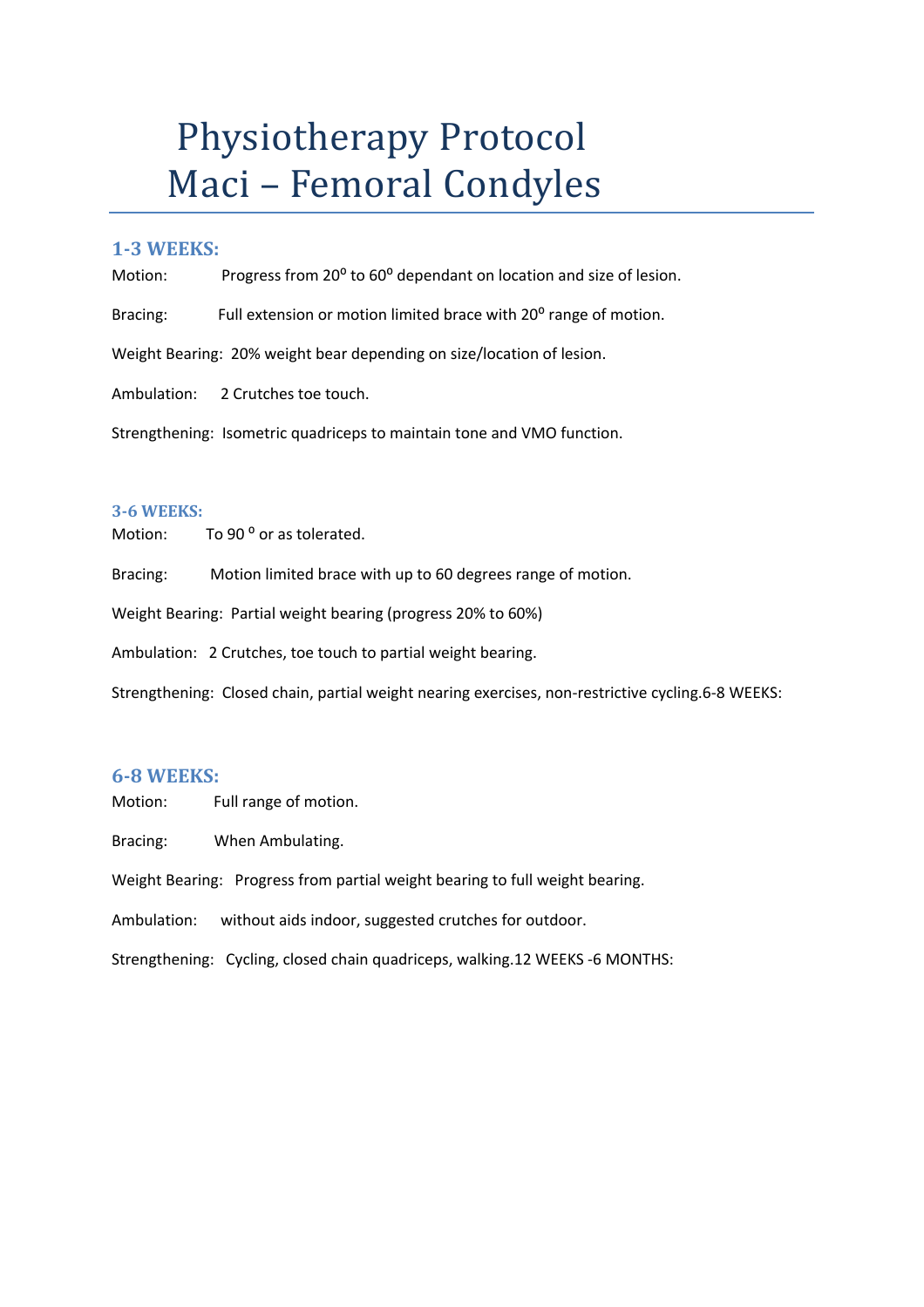# Physiotherapy Protocol
# Maci – Femoral Condyles

## 1-3 WEEKS:

Motion: Progress from 20⁰ to 60⁰ dependant on location and size of lesion.

Bracing: Full extension or motion limited brace with 20⁰ range of motion.

Weight Bearing: 20% weight bear depending on size/location of lesion.

Ambulation: 2 Crutches toe touch.

Strengthening: Isometric quadriceps to maintain tone and VMO function.

## 3-6 WEEKS:

Motion: To 90 ⁰ or as tolerated.

Bracing: Motion limited brace with up to 60 degrees range of motion.

Weight Bearing: Partial weight bearing (progress 20% to 60%)

Ambulation: 2 Crutches, toe touch to partial weight bearing.

Strengthening: Closed chain, partial weight nearing exercises, non-restrictive cycling.6-8 WEEKS:

## 6-8 WEEKS:

Motion: Full range of motion.

Bracing: When Ambulating.

Weight Bearing: Progress from partial weight bearing to full weight bearing.

Ambulation: without aids indoor, suggested crutches for outdoor.

Strengthening: Cycling, closed chain quadriceps, walking.12 WEEKS -6 MONTHS: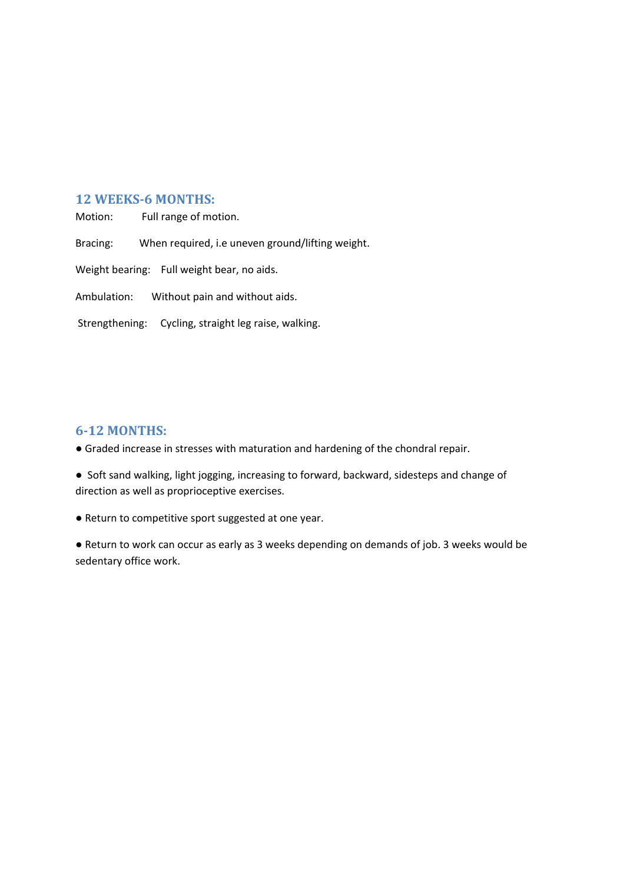## 12 WEEKS-6 MONTHS:

Motion: Full range of motion.

Bracing: When required, i.e uneven ground/lifting weight.

Weight bearing: Full weight bear, no aids.

Ambulation: Without pain and without aids.

Strengthening: Cycling, straight leg raise, walking.

## 6-12 MONTHS:

- Graded increase in stresses with maturation and hardening of the chondral repair.
- Soft sand walking, light jogging, increasing to forward, backward, sidesteps and change of direction as well as proprioceptive exercises.
- Return to competitive sport suggested at one year.
- Return to work can occur as early as 3 weeks depending on demands of job. 3 weeks would be sedentary office work.